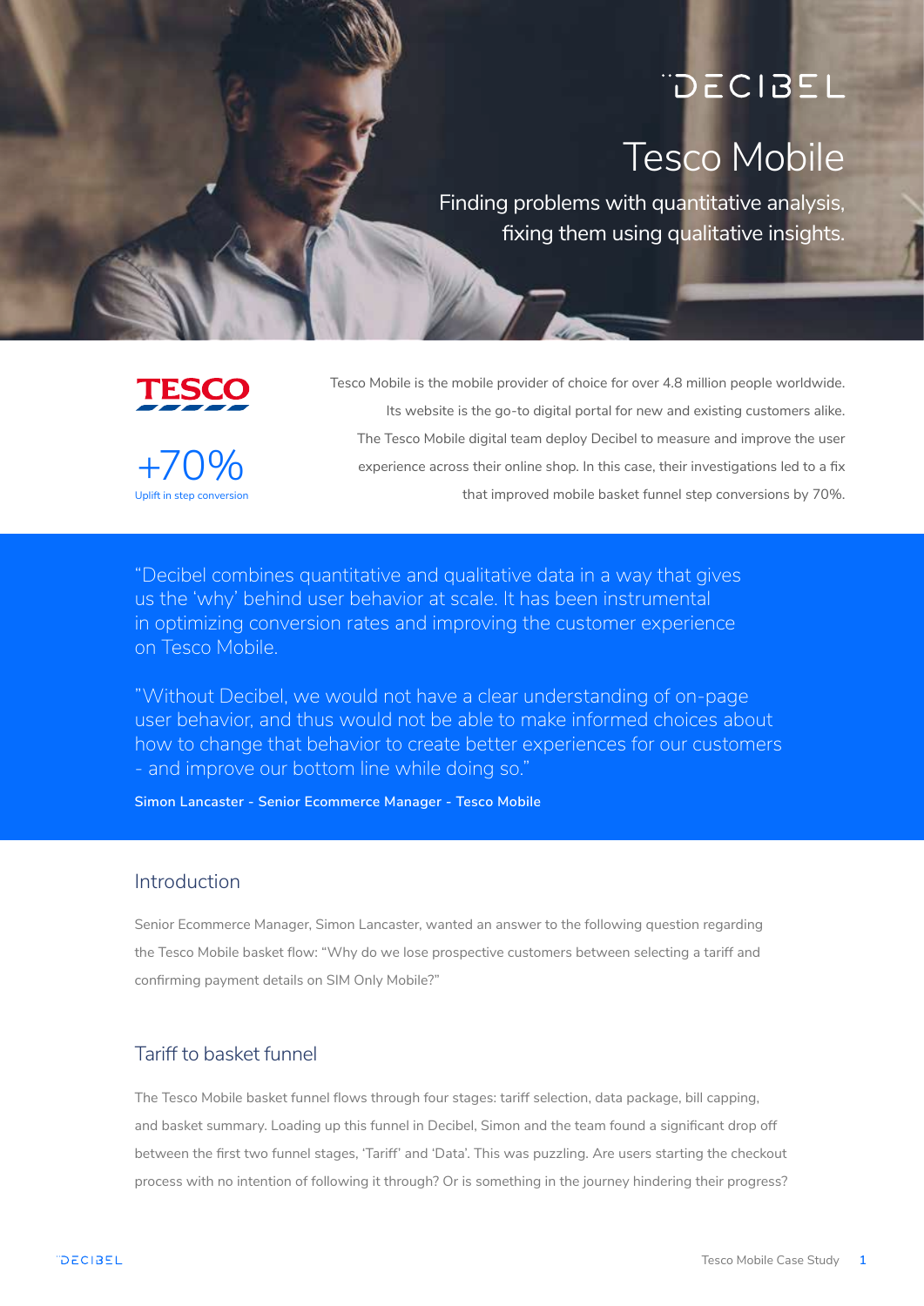DECIBEL

# Tesco Mobile

Finding problems with quantitative analysis, fixing them using qualitative insights.

TESCO

+70%
Uplift in step conversion

Tesco Mobile is the mobile provider of choice for over 4.8 million people worldwide. Its website is the go-to digital portal for new and existing customers alike. The Tesco Mobile digital team deploy Decibel to measure and improve the user experience across their online shop. In this case, their investigations led to a fix that improved mobile basket funnel step conversions by 70%.

"Decibel combines quantitative and qualitative data in a way that gives us the 'why' behind user behavior at scale. It has been instrumental in optimizing conversion rates and improving the customer experience on Tesco Mobile.

"Without Decibel, we would not have a clear understanding of on-page user behavior, and thus would not be able to make informed choices about how to change that behavior to create better experiences for our customers - and improve our bottom line while doing so."

**Simon Lancaster - Senior Ecommerce Manager - Tesco Mobile**

## Introduction

Senior Ecommerce Manager, Simon Lancaster, wanted an answer to the following question regarding the Tesco Mobile basket flow: "Why do we lose prospective customers between selecting a tariff and confirming payment details on SIM Only Mobile?"

## Tariff to basket funnel

The Tesco Mobile basket funnel flows through four stages: tariff selection, data package, bill capping, and basket summary. Loading up this funnel in Decibel, Simon and the team found a significant drop off between the first two funnel stages, 'Tariff' and 'Data'. This was puzzling. Are users starting the checkout process with no intention of following it through? Or is something in the journey hindering their progress?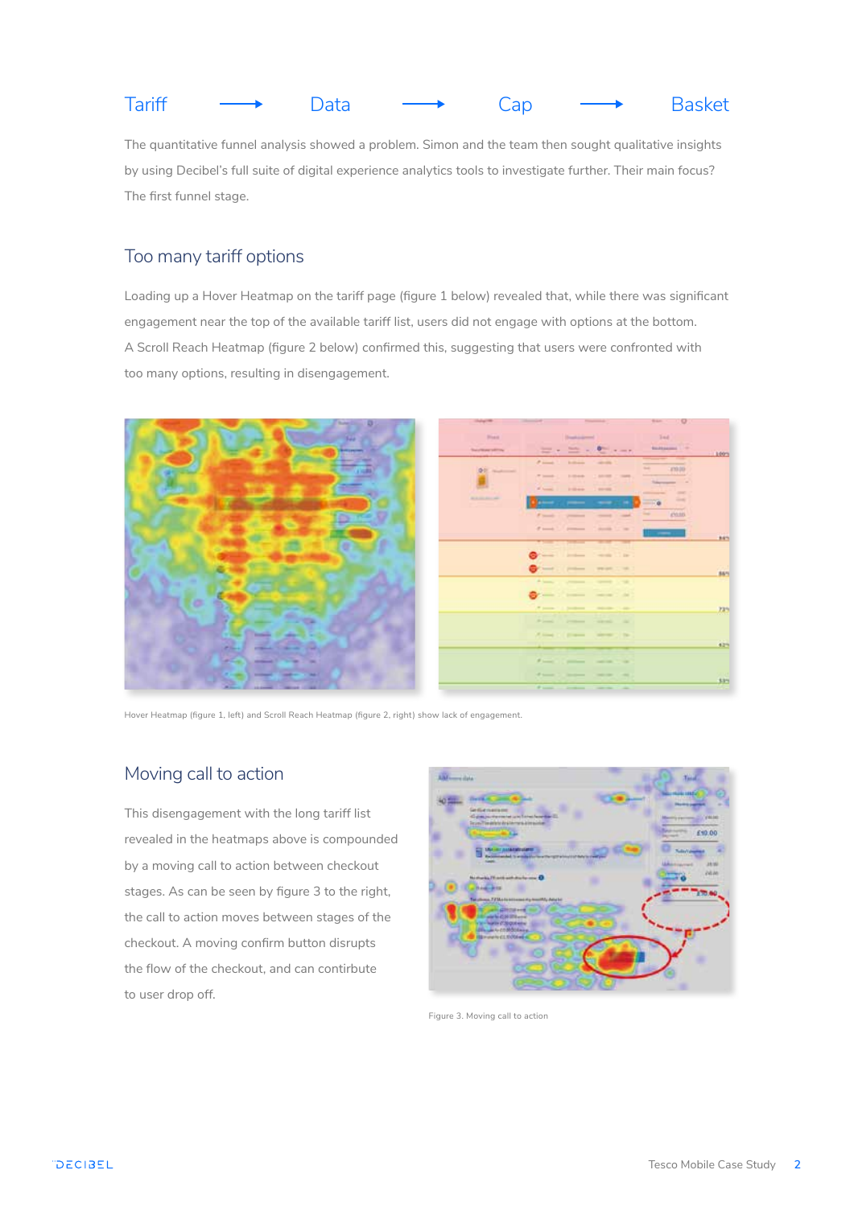Tariff → Data → Cap → Basket

The quantitative funnel analysis showed a problem. Simon and the team then sought qualitative insights by using Decibel's full suite of digital experience analytics tools to investigate further. Their main focus? The first funnel stage.

## Too many tariff options

Loading up a Hover Heatmap on the tariff page (figure 1 below) revealed that, while there was significant engagement near the top of the available tariff list, users did not engage with options at the bottom. A Scroll Reach Heatmap (figure 2 below) confirmed this, suggesting that users were confronted with too many options, resulting in disengagement.

Hover Heatmap (figure 1, left) and Scroll Reach Heatmap (figure 2, right) show lack of engagement.

## Moving call to action

This disengagement with the long tariff list revealed in the heatmaps above is compounded by a moving call to action between checkout stages. As can be seen by figure 3 to the right, the call to action moves between stages of the checkout. A moving confirm button disrupts the flow of the checkout, and can contirbute to user drop off.

Figure 3. Moving call to action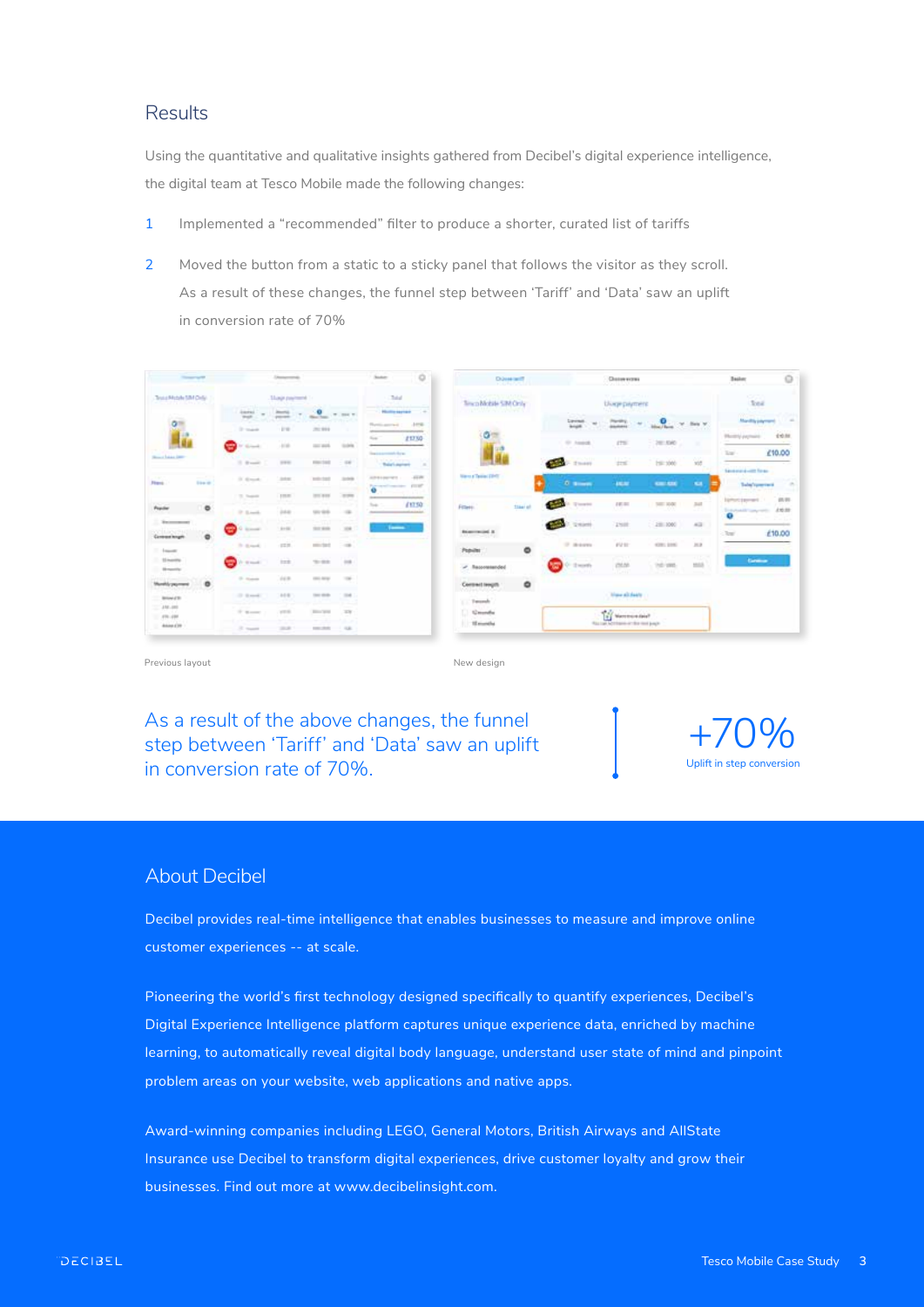## Results

Using the quantitative and qualitative insights gathered from Decibel's digital experience intelligence, the digital team at Tesco Mobile made the following changes:

1. Implemented a "recommended" filter to produce a shorter, curated list of tariffs
2. Moved the button from a static to a sticky panel that follows the visitor as they scroll. As a result of these changes, the funnel step between 'Tariff' and 'Data' saw an uplift in conversion rate of 70%

Previous layout

New design

As a result of the above changes, the funnel step between 'Tariff' and 'Data' saw an uplift in conversion rate of 70%.

+70%
Uplift in step conversion

## About Decibel

Decibel provides real-time intelligence that enables businesses to measure and improve online customer experiences -- at scale.

Pioneering the world's first technology designed specifically to quantify experiences, Decibel's Digital Experience Intelligence platform captures unique experience data, enriched by machine learning, to automatically reveal digital body language, understand user state of mind and pinpoint problem areas on your website, web applications and native apps.

Award-winning companies including LEGO, General Motors, British Airways and AllState Insurance use Decibel to transform digital experiences, drive customer loyalty and grow their businesses. Find out more at www.decibelinsight.com.